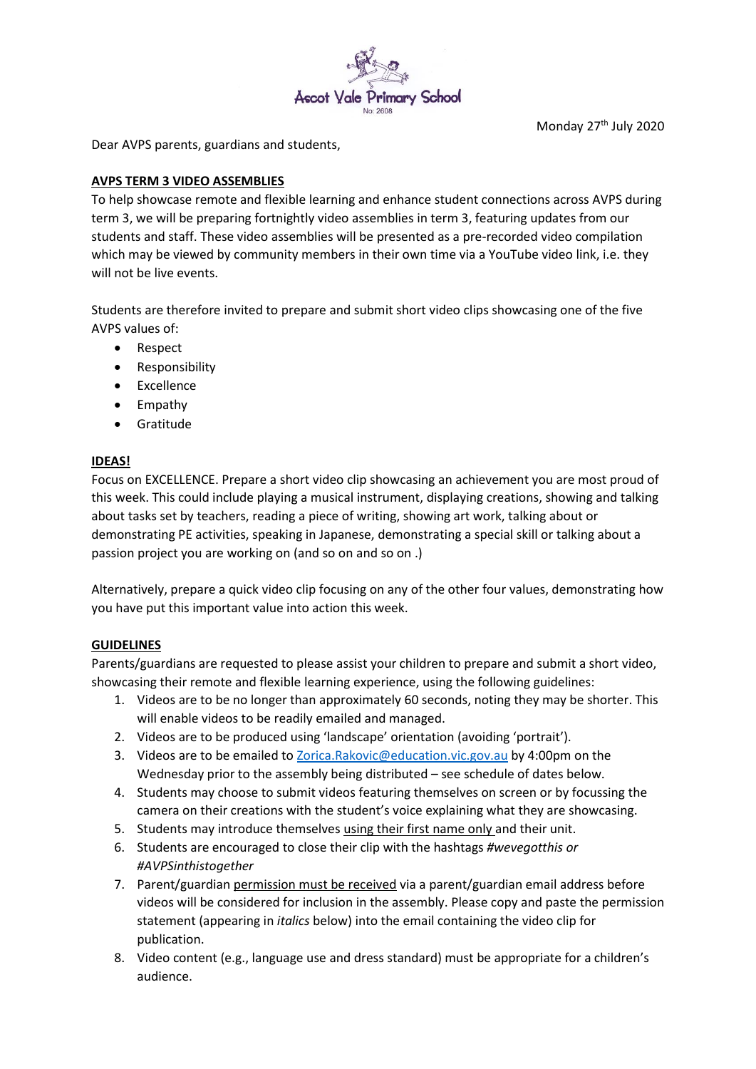Ascot Vale Primary School

No: 2608

Monday 27th July 2020

Dear AVPS parents, guardians and students,

**AVPS TERM 3 VIDEO ASSEMBLIES**

To help showcase remote and flexible learning and enhance student connections across AVPS during term 3, we will be preparing fortnightly video assemblies in term 3, featuring updates from our students and staff. These video assemblies will be presented as a pre-recorded video compilation which may be viewed by community members in their own time via a YouTube video link, i.e. they will not be live events.

Students are therefore invited to prepare and submit short video clips showcasing one of the five AVPS values of:

- Respect
- Responsibility
- Excellence
- Empathy
- Gratitude

**IDEAS!**

Focus on EXCELLENCE. Prepare a short video clip showcasing an achievement you are most proud of this week. This could include playing a musical instrument, displaying creations, showing and talking about tasks set by teachers, reading a piece of writing, showing art work, talking about or demonstrating PE activities, speaking in Japanese, demonstrating a special skill or talking about a passion project you are working on (and so on and so on .)

Alternatively, prepare a quick video clip focusing on any of the other four values, demonstrating how you have put this important value into action this week.

**GUIDELINES**

Parents/guardians are requested to please assist your children to prepare and submit a short video, showcasing their remote and flexible learning experience, using the following guidelines:

1. Videos are to be no longer than approximately 60 seconds, noting they may be shorter. This will enable videos to be readily emailed and managed.
2. Videos are to be produced using 'landscape' orientation (avoiding 'portrait').
3. Videos are to be emailed to Zorica.Rakovic@education.vic.gov.au by 4:00pm on the Wednesday prior to the assembly being distributed – see schedule of dates below.
4. Students may choose to submit videos featuring themselves on screen or by focussing the camera on their creations with the student's voice explaining what they are showcasing.
5. Students may introduce themselves using their first name only and their unit.
6. Students are encouraged to close their clip with the hashtags *#wevegotthis or #AVPSinthistogether*
7. Parent/guardian permission must be received via a parent/guardian email address before videos will be considered for inclusion in the assembly. Please copy and paste the permission statement (appearing in *italics* below) into the email containing the video clip for publication.
8. Video content (e.g., language use and dress standard) must be appropriate for a children's audience.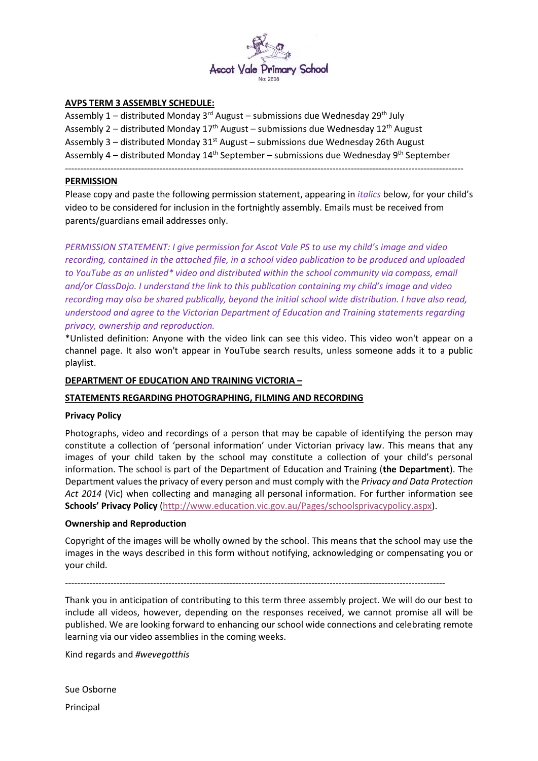Ascot Vale Primary School

No: 2608

**AVPS TERM 3 ASSEMBLY SCHEDULE:**

Assembly 1 – distributed Monday 3rd August – submissions due Wednesday 29th July

Assembly 2 – distributed Monday 17th August – submissions due Wednesday 12th August

Assembly 3 – distributed Monday 31st August – submissions due Wednesday 26th August

Assembly 4 – distributed Monday 14th September – submissions due Wednesday 9th September

---

**PERMISSION**

Please copy and paste the following permission statement, appearing in *italics* below, for your child's video to be considered for inclusion in the fortnightly assembly. Emails must be received from parents/guardians email addresses only.

*PERMISSION STATEMENT: I give permission for Ascot Vale PS to use my child's image and video recording, contained in the attached file, in a school video publication to be produced and uploaded to YouTube as an unlisted* video and distributed within the school community via compass, email and/or ClassDojo. I understand the link to this publication containing my child's image and video recording may also be shared publically, beyond the initial school wide distribution. I have also read, understood and agree to the Victorian Department of Education and Training statements regarding privacy, ownership and reproduction.*

*Unlisted definition: Anyone with the video link can see this video. This video won't appear on a channel page. It also won't appear in YouTube search results, unless someone adds it to a public playlist.

**DEPARTMENT OF EDUCATION AND TRAINING VICTORIA –**

**STATEMENTS REGARDING PHOTOGRAPHING, FILMING AND RECORDING**

**Privacy Policy**

Photographs, video and recordings of a person that may be capable of identifying the person may constitute a collection of 'personal information' under Victorian privacy law. This means that any images of your child taken by the school may constitute a collection of your child's personal information. The school is part of the Department of Education and Training (**the Department**). The Department values the privacy of every person and must comply with the *Privacy and Data Protection Act 2014* (Vic) when collecting and managing all personal information. For further information see **Schools' Privacy Policy** (http://www.education.vic.gov.au/Pages/schoolsprivacypolicy.aspx).

**Ownership and Reproduction**

Copyright of the images will be wholly owned by the school. This means that the school may use the images in the ways described in this form without notifying, acknowledging or compensating you or your child.

---

Thank you in anticipation of contributing to this term three assembly project. We will do our best to include all videos, however, depending on the responses received, we cannot promise all will be published. We are looking forward to enhancing our school wide connections and celebrating remote learning via our video assemblies in the coming weeks.

Kind regards and *#wevegotthis*

Sue Osborne

Principal